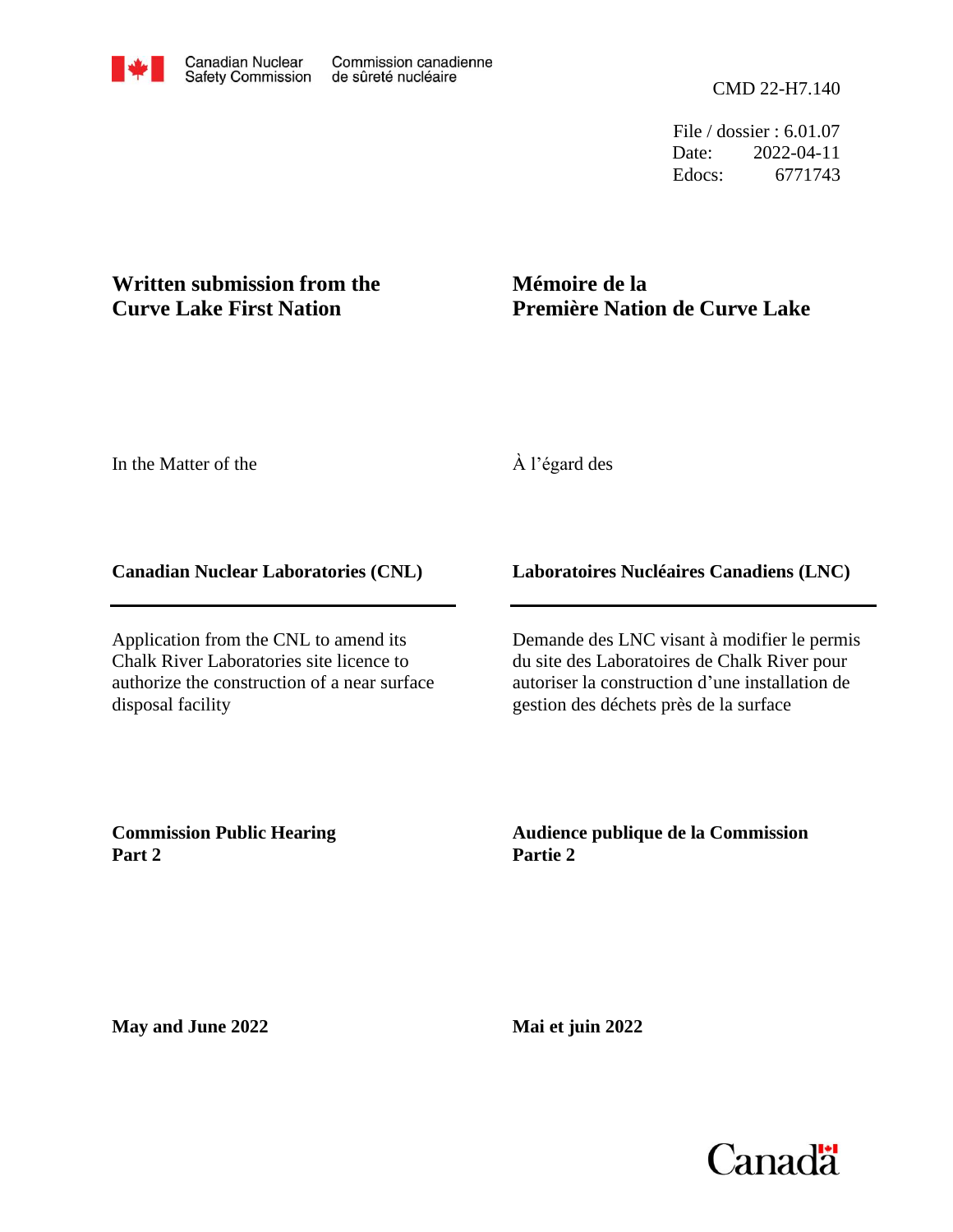Canadian Nuclear Safety Commission | Commission canadienne de sûreté nucléaire

CMD 22-H7.140

File / dossier : 6.01.07
Date: 2022-04-11
Edocs: 6771743

# Written submission from the Curve Lake First Nation

# Mémoire de la Première Nation de Curve Lake

In the Matter of the

À l'égard des

**Canadian Nuclear Laboratories (CNL)**

**Laboratoires Nucléaires Canadiens (LNC)**

Application from the CNL to amend its Chalk River Laboratories site licence to authorize the construction of a near surface disposal facility

Demande des LNC visant à modifier le permis du site des Laboratoires de Chalk River pour autoriser la construction d'une installation de gestion des déchets près de la surface

**Commission Public Hearing Part 2**

**Audience publique de la Commission Partie 2**

**May and June 2022**

**Mai et juin 2022**

Canada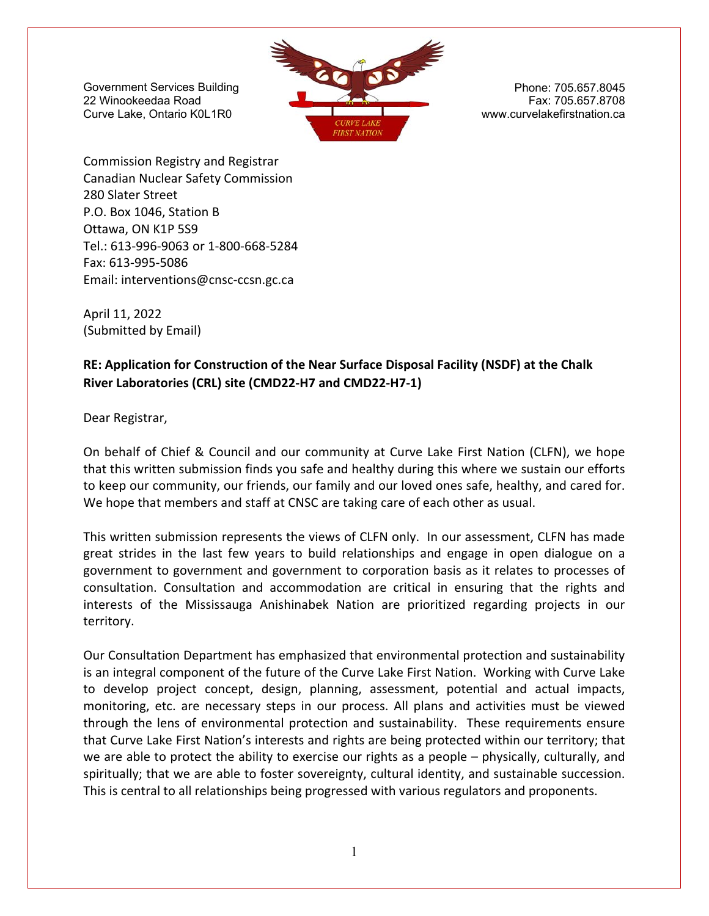Government Services Building
22 Winookeedaa Road
Curve Lake, Ontario K0L1R0

Phone: 705.657.8045
Fax: 705.657.8708
www.curvelakefirstnation.ca

Commission Registry and Registrar
Canadian Nuclear Safety Commission
280 Slater Street
P.O. Box 1046, Station B
Ottawa, ON K1P 5S9
Tel.: 613-996-9063 or 1-800-668-5284
Fax: 613-995-5086
Email: interventions@cnsc-ccsn.gc.ca

April 11, 2022
(Submitted by Email)

**RE: Application for Construction of the Near Surface Disposal Facility (NSDF) at the Chalk River Laboratories (CRL) site (CMD22-H7 and CMD22-H7-1)**

Dear Registrar,

On behalf of Chief & Council and our community at Curve Lake First Nation (CLFN), we hope that this written submission finds you safe and healthy during this where we sustain our efforts to keep our community, our friends, our family and our loved ones safe, healthy, and cared for. We hope that members and staff at CNSC are taking care of each other as usual.

This written submission represents the views of CLFN only. In our assessment, CLFN has made great strides in the last few years to build relationships and engage in open dialogue on a government to government and government to corporation basis as it relates to processes of consultation. Consultation and accommodation are critical in ensuring that the rights and interests of the Mississauga Anishinabek Nation are prioritized regarding projects in our territory.

Our Consultation Department has emphasized that environmental protection and sustainability is an integral component of the future of the Curve Lake First Nation. Working with Curve Lake to develop project concept, design, planning, assessment, potential and actual impacts, monitoring, etc. are necessary steps in our process. All plans and activities must be viewed through the lens of environmental protection and sustainability. These requirements ensure that Curve Lake First Nation's interests and rights are being protected within our territory; that we are able to protect the ability to exercise our rights as a people – physically, culturally, and spiritually; that we are able to foster sovereignty, cultural identity, and sustainable succession. This is central to all relationships being progressed with various regulators and proponents.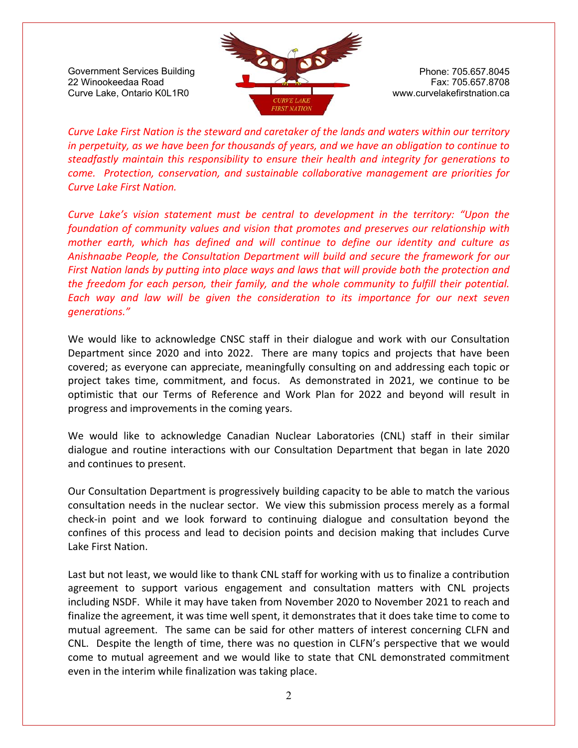Government Services Building
22 Winookeedaa Road
Curve Lake, Ontario K0L1R0

Phone: 705.657.8045
Fax: 705.657.8708
www.curvelakefirstnation.ca

*Curve Lake First Nation is the steward and caretaker of the lands and waters within our territory in perpetuity, as we have been for thousands of years, and we have an obligation to continue to steadfastly maintain this responsibility to ensure their health and integrity for generations to come. Protection, conservation, and sustainable collaborative management are priorities for Curve Lake First Nation.*

*Curve Lake's vision statement must be central to development in the territory: "Upon the foundation of community values and vision that promotes and preserves our relationship with mother earth, which has defined and will continue to define our identity and culture as Anishnaabe People, the Consultation Department will build and secure the framework for our First Nation lands by putting into place ways and laws that will provide both the protection and the freedom for each person, their family, and the whole community to fulfill their potential. Each way and law will be given the consideration to its importance for our next seven generations."*

We would like to acknowledge CNSC staff in their dialogue and work with our Consultation Department since 2020 and into 2022. There are many topics and projects that have been covered; as everyone can appreciate, meaningfully consulting on and addressing each topic or project takes time, commitment, and focus. As demonstrated in 2021, we continue to be optimistic that our Terms of Reference and Work Plan for 2022 and beyond will result in progress and improvements in the coming years.

We would like to acknowledge Canadian Nuclear Laboratories (CNL) staff in their similar dialogue and routine interactions with our Consultation Department that began in late 2020 and continues to present.

Our Consultation Department is progressively building capacity to be able to match the various consultation needs in the nuclear sector. We view this submission process merely as a formal check-in point and we look forward to continuing dialogue and consultation beyond the confines of this process and lead to decision points and decision making that includes Curve Lake First Nation.

Last but not least, we would like to thank CNL staff for working with us to finalize a contribution agreement to support various engagement and consultation matters with CNL projects including NSDF. While it may have taken from November 2020 to November 2021 to reach and finalize the agreement, it was time well spent, it demonstrates that it does take time to come to mutual agreement. The same can be said for other matters of interest concerning CLFN and CNL. Despite the length of time, there was no question in CLFN's perspective that we would come to mutual agreement and we would like to state that CNL demonstrated commitment even in the interim while finalization was taking place.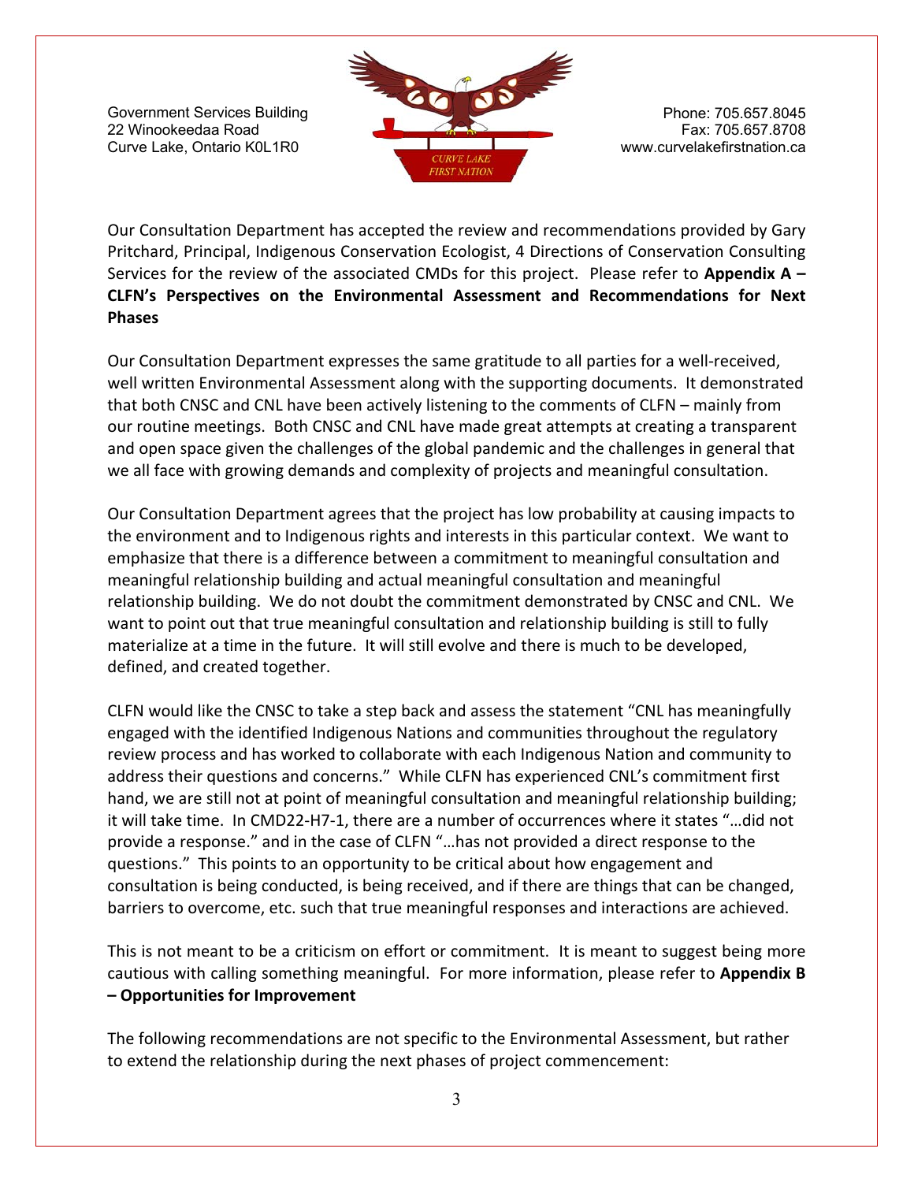Government Services Building
22 Winookeedaa Road
Curve Lake, Ontario K0L1R0

Phone: 705.657.8045
Fax: 705.657.8708
www.curvelakefirstnation.ca

Our Consultation Department has accepted the review and recommendations provided by Gary Pritchard, Principal, Indigenous Conservation Ecologist, 4 Directions of Conservation Consulting Services for the review of the associated CMDs for this project. Please refer to **Appendix A – CLFN's Perspectives on the Environmental Assessment and Recommendations for Next Phases**

Our Consultation Department expresses the same gratitude to all parties for a well-received, well written Environmental Assessment along with the supporting documents. It demonstrated that both CNSC and CNL have been actively listening to the comments of CLFN – mainly from our routine meetings. Both CNSC and CNL have made great attempts at creating a transparent and open space given the challenges of the global pandemic and the challenges in general that we all face with growing demands and complexity of projects and meaningful consultation.

Our Consultation Department agrees that the project has low probability at causing impacts to the environment and to Indigenous rights and interests in this particular context. We want to emphasize that there is a difference between a commitment to meaningful consultation and meaningful relationship building and actual meaningful consultation and meaningful relationship building. We do not doubt the commitment demonstrated by CNSC and CNL. We want to point out that true meaningful consultation and relationship building is still to fully materialize at a time in the future. It will still evolve and there is much to be developed, defined, and created together.

CLFN would like the CNSC to take a step back and assess the statement "CNL has meaningfully engaged with the identified Indigenous Nations and communities throughout the regulatory review process and has worked to collaborate with each Indigenous Nation and community to address their questions and concerns." While CLFN has experienced CNL's commitment first hand, we are still not at point of meaningful consultation and meaningful relationship building; it will take time. In CMD22-H7-1, there are a number of occurrences where it states "…did not provide a response." and in the case of CLFN "…has not provided a direct response to the questions." This points to an opportunity to be critical about how engagement and consultation is being conducted, is being received, and if there are things that can be changed, barriers to overcome, etc. such that true meaningful responses and interactions are achieved.

This is not meant to be a criticism on effort or commitment. It is meant to suggest being more cautious with calling something meaningful. For more information, please refer to **Appendix B – Opportunities for Improvement**

The following recommendations are not specific to the Environmental Assessment, but rather to extend the relationship during the next phases of project commencement: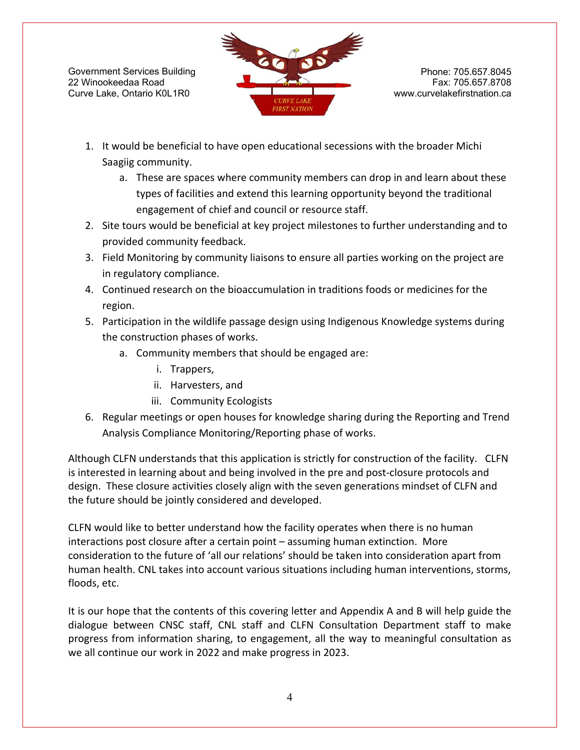1. It would be beneficial to have open educational secessions with the broader Michi Saagiig community.
    a. These are spaces where community members can drop in and learn about these types of facilities and extend this learning opportunity beyond the traditional engagement of chief and council or resource staff.
2. Site tours would be beneficial at key project milestones to further understanding and to provided community feedback.
3. Field Monitoring by community liaisons to ensure all parties working on the project are in regulatory compliance.
4. Continued research on the bioaccumulation in traditions foods or medicines for the region.
5. Participation in the wildlife passage design using Indigenous Knowledge systems during the construction phases of works.
    a. Community members that should be engaged are:
        i. Trappers,
        ii. Harvesters, and
        iii. Community Ecologists
6. Regular meetings or open houses for knowledge sharing during the Reporting and Trend Analysis Compliance Monitoring/Reporting phase of works.

Although CLFN understands that this application is strictly for construction of the facility. CLFN is interested in learning about and being involved in the pre and post-closure protocols and design. These closure activities closely align with the seven generations mindset of CLFN and the future should be jointly considered and developed.

CLFN would like to better understand how the facility operates when there is no human interactions post closure after a certain point – assuming human extinction. More consideration to the future of 'all our relations' should be taken into consideration apart from human health. CNL takes into account various situations including human interventions, storms, floods, etc.

It is our hope that the contents of this covering letter and Appendix A and B will help guide the dialogue between CNSC staff, CNL staff and CLFN Consultation Department staff to make progress from information sharing, to engagement, all the way to meaningful consultation as we all continue our work in 2022 and make progress in 2023.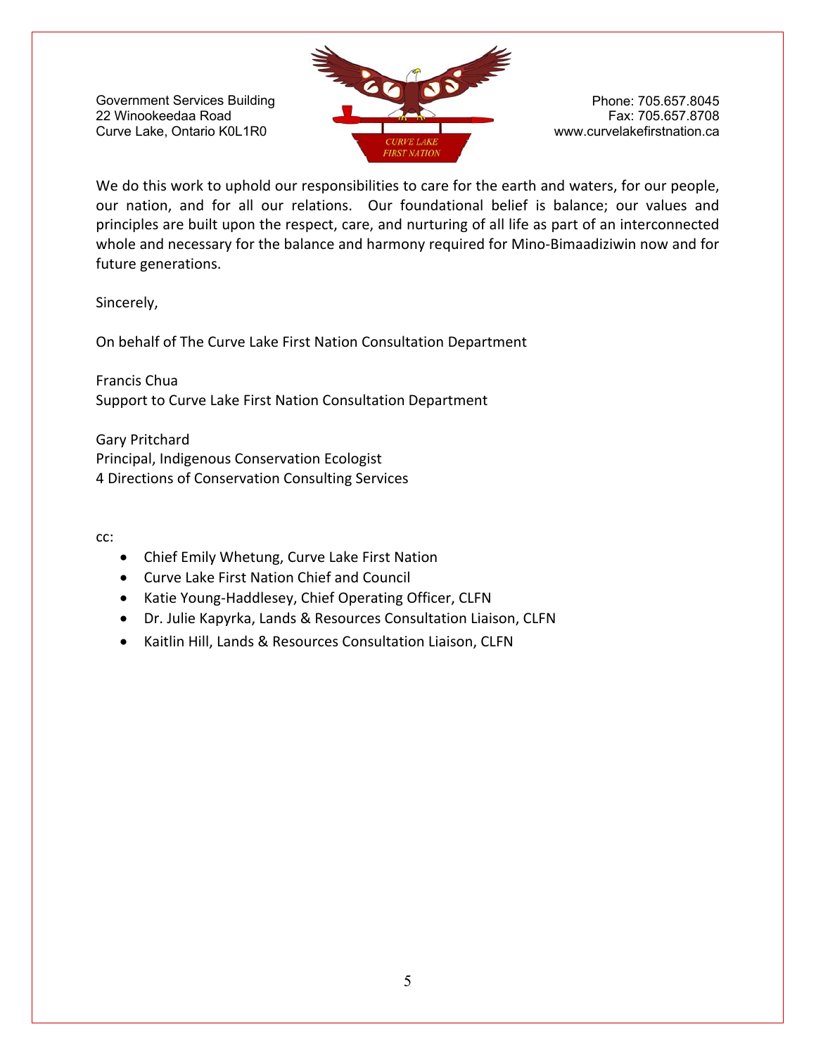Government Services Building
22 Winookeedaa Road
Curve Lake, Ontario K0L1R0

Phone: 705.657.8045
Fax: 705.657.8708
www.curvelakefirstnation.ca

We do this work to uphold our responsibilities to care for the earth and waters, for our people, our nation, and for all our relations. Our foundational belief is balance; our values and principles are built upon the respect, care, and nurturing of all life as part of an interconnected whole and necessary for the balance and harmony required for Mino-Bimaadiziwin now and for future generations.

Sincerely,

On behalf of The Curve Lake First Nation Consultation Department

Francis Chua
Support to Curve Lake First Nation Consultation Department

Gary Pritchard
Principal, Indigenous Conservation Ecologist
4 Directions of Conservation Consulting Services

cc:

- Chief Emily Whetung, Curve Lake First Nation
- Curve Lake First Nation Chief and Council
- Katie Young-Haddlesey, Chief Operating Officer, CLFN
- Dr. Julie Kapyrka, Lands & Resources Consultation Liaison, CLFN
- Kaitlin Hill, Lands & Resources Consultation Liaison, CLFN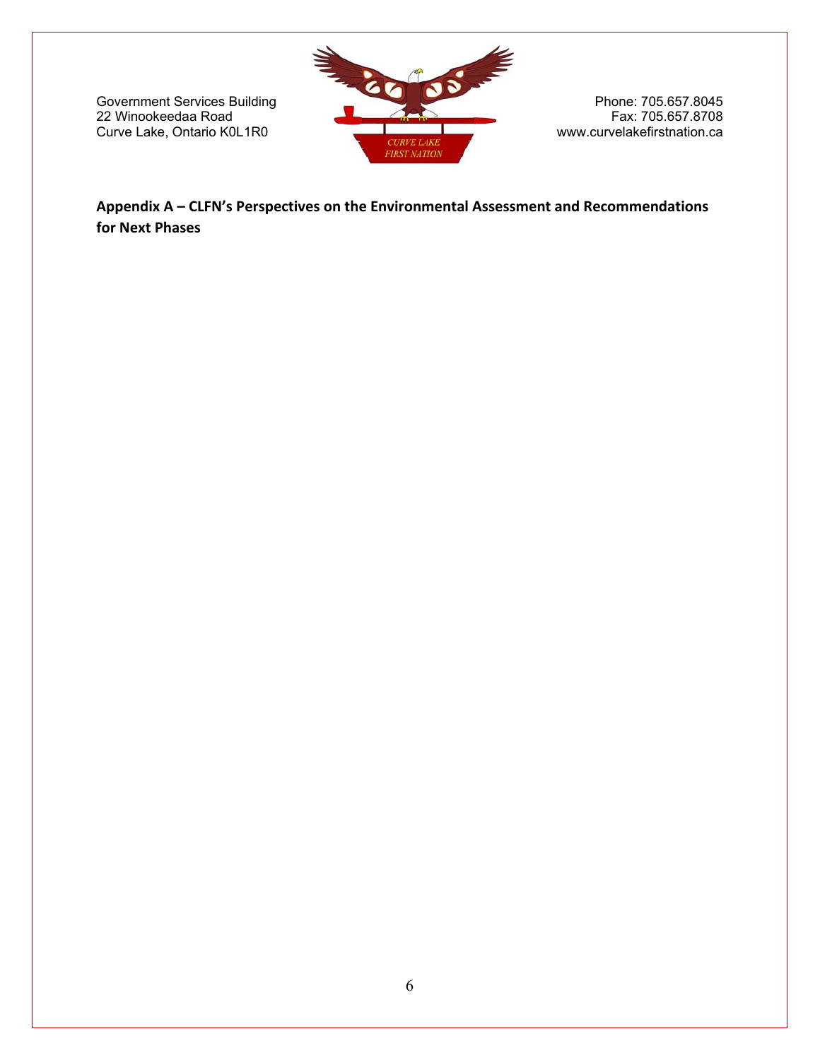Government Services Building
22 Winookeedaa Road
Curve Lake, Ontario K0L1R0

Phone: 705.657.8045
Fax: 705.657.8708
www.curvelakefirstnation.ca

**Appendix A – CLFN's Perspectives on the Environmental Assessment and Recommendations for Next Phases**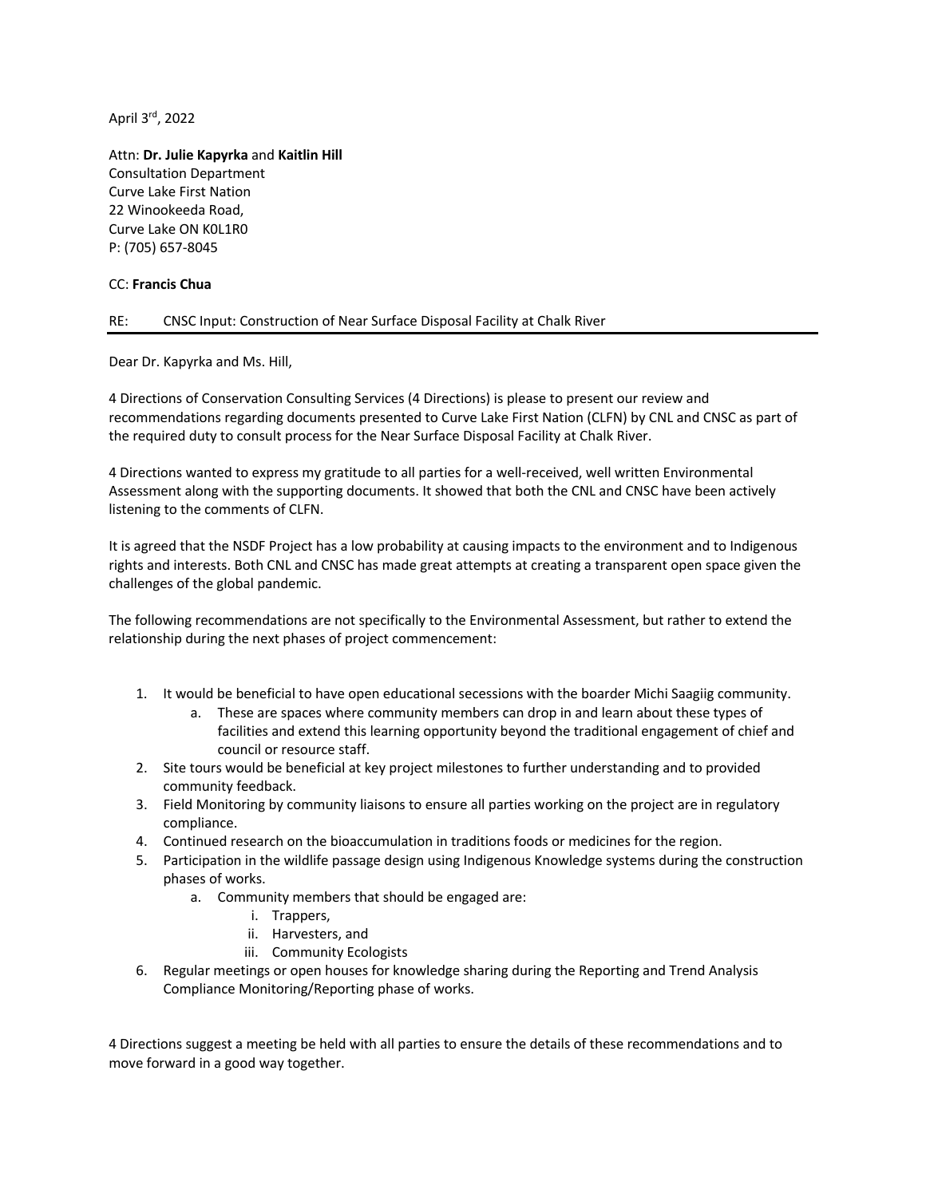April 3rd, 2022

Attn: **Dr. Julie Kapyrka** and **Kaitlin Hill**
Consultation Department
Curve Lake First Nation
22 Winookeeda Road,
Curve Lake ON K0L1R0
P: (705) 657-8045

CC: **Francis Chua**

RE: CNSC Input: Construction of Near Surface Disposal Facility at Chalk River

---

Dear Dr. Kapyrka and Ms. Hill,

4 Directions of Conservation Consulting Services (4 Directions) is please to present our review and recommendations regarding documents presented to Curve Lake First Nation (CLFN) by CNL and CNSC as part of the required duty to consult process for the Near Surface Disposal Facility at Chalk River.

4 Directions wanted to express my gratitude to all parties for a well-received, well written Environmental Assessment along with the supporting documents. It showed that both the CNL and CNSC have been actively listening to the comments of CLFN.

It is agreed that the NSDF Project has a low probability at causing impacts to the environment and to Indigenous rights and interests. Both CNL and CNSC has made great attempts at creating a transparent open space given the challenges of the global pandemic.

The following recommendations are not specifically to the Environmental Assessment, but rather to extend the relationship during the next phases of project commencement:

1. It would be beneficial to have open educational secessions with the boarder Michi Saagiig community.
    a. These are spaces where community members can drop in and learn about these types of facilities and extend this learning opportunity beyond the traditional engagement of chief and council or resource staff.
2. Site tours would be beneficial at key project milestones to further understanding and to provided community feedback.
3. Field Monitoring by community liaisons to ensure all parties working on the project are in regulatory compliance.
4. Continued research on the bioaccumulation in traditions foods or medicines for the region.
5. Participation in the wildlife passage design using Indigenous Knowledge systems during the construction phases of works.
    a. Community members that should be engaged are:
        i. Trappers,
        ii. Harvesters, and
        iii. Community Ecologists
6. Regular meetings or open houses for knowledge sharing during the Reporting and Trend Analysis Compliance Monitoring/Reporting phase of works.

4 Directions suggest a meeting be held with all parties to ensure the details of these recommendations and to move forward in a good way together.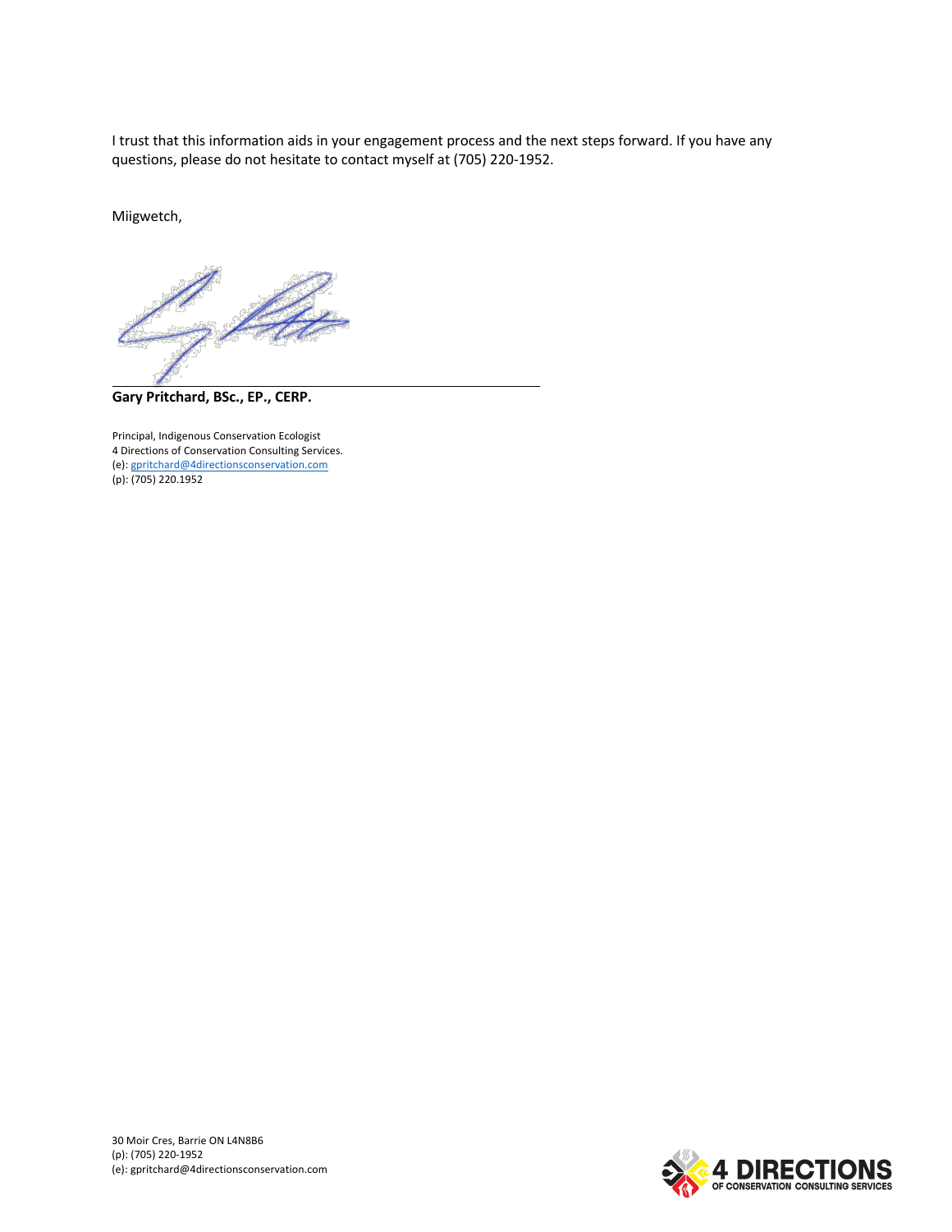I trust that this information aids in your engagement process and the next steps forward. If you have any questions, please do not hesitate to contact myself at (705) 220-1952.

Miigwetch,

**Gary Pritchard, BSc., EP., CERP.**

Principal, Indigenous Conservation Ecologist
4 Directions of Conservation Consulting Services.
(e): gpritchard@4directionsconservation.com
(p): (705) 220.1952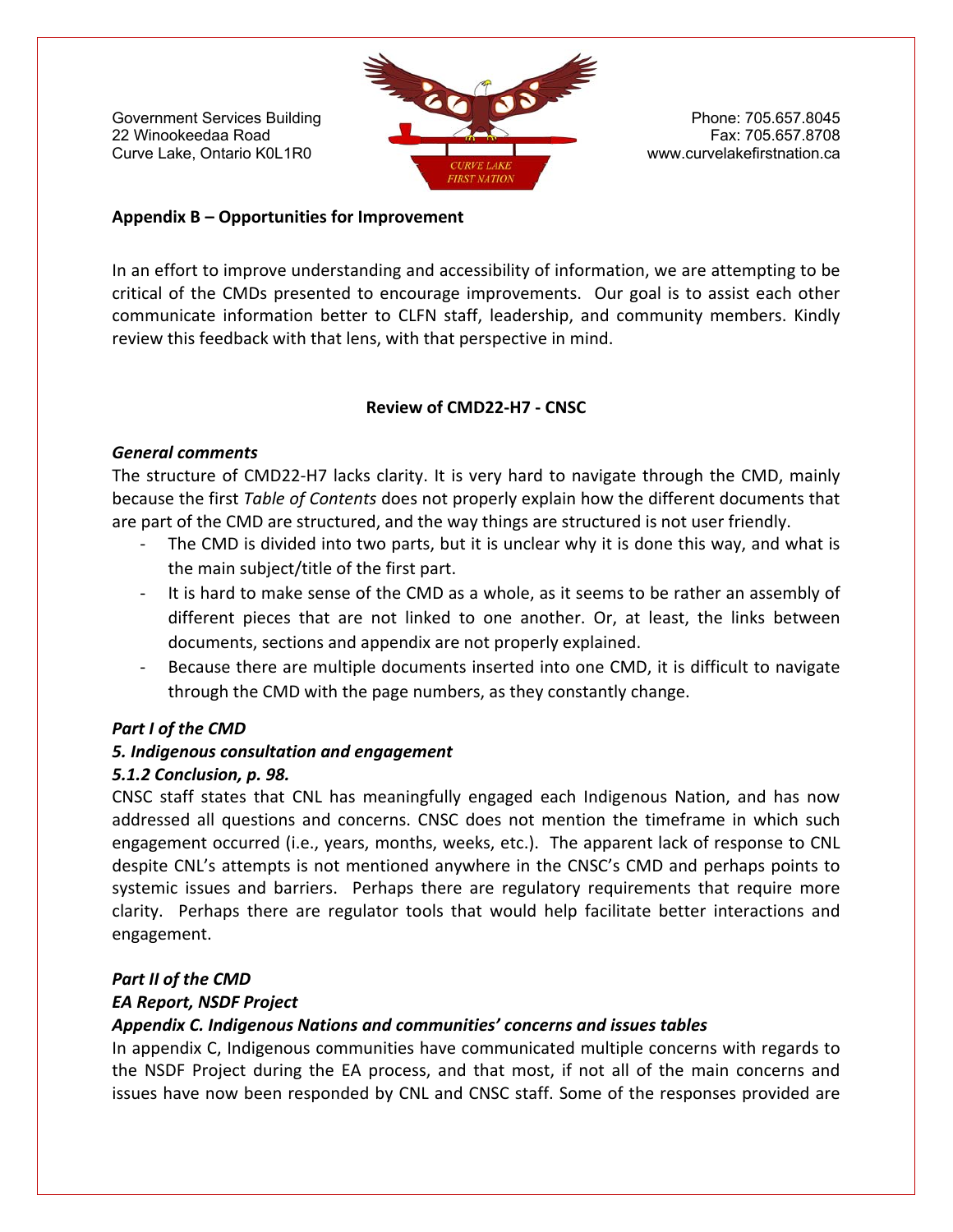Government Services Building
22 Winookeedaa Road
Curve Lake, Ontario K0L1R0

Phone: 705.657.8045
Fax: 705.657.8708
www.curvelakefirstnation.ca

**Appendix B – Opportunities for Improvement**

In an effort to improve understanding and accessibility of information, we are attempting to be critical of the CMDs presented to encourage improvements. Our goal is to assist each other communicate information better to CLFN staff, leadership, and community members. Kindly review this feedback with that lens, with that perspective in mind.

**Review of CMD22-H7 - CNSC**

***General comments***

The structure of CMD22-H7 lacks clarity. It is very hard to navigate through the CMD, mainly because the first *Table of Contents* does not properly explain how the different documents that are part of the CMD are structured, and the way things are structured is not user friendly.

- The CMD is divided into two parts, but it is unclear why it is done this way, and what is the main subject/title of the first part.
- It is hard to make sense of the CMD as a whole, as it seems to be rather an assembly of different pieces that are not linked to one another. Or, at least, the links between documents, sections and appendix are not properly explained.
- Because there are multiple documents inserted into one CMD, it is difficult to navigate through the CMD with the page numbers, as they constantly change.

***Part I of the CMD***

***5. Indigenous consultation and engagement***

***5.1.2 Conclusion, p. 98.***

CNSC staff states that CNL has meaningfully engaged each Indigenous Nation, and has now addressed all questions and concerns. CNSC does not mention the timeframe in which such engagement occurred (i.e., years, months, weeks, etc.). The apparent lack of response to CNL despite CNL's attempts is not mentioned anywhere in the CNSC's CMD and perhaps points to systemic issues and barriers. Perhaps there are regulatory requirements that require more clarity. Perhaps there are regulator tools that would help facilitate better interactions and engagement.

***Part II of the CMD***

***EA Report, NSDF Project***

***Appendix C. Indigenous Nations and communities' concerns and issues tables***

In appendix C, Indigenous communities have communicated multiple concerns with regards to the NSDF Project during the EA process, and that most, if not all of the main concerns and issues have now been responded by CNL and CNSC staff. Some of the responses provided are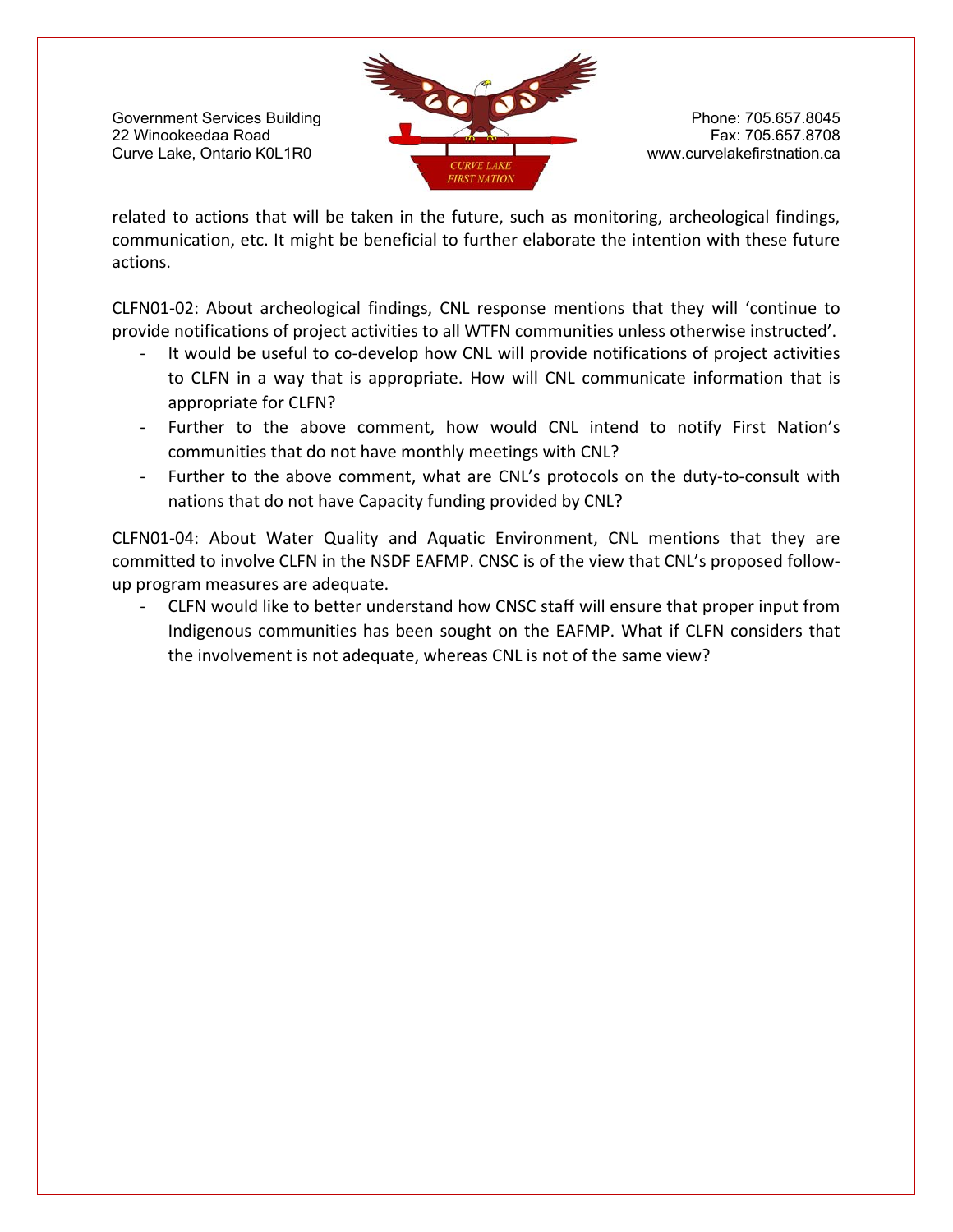related to actions that will be taken in the future, such as monitoring, archeological findings, communication, etc. It might be beneficial to further elaborate the intention with these future actions.

CLFN01-02: About archeological findings, CNL response mentions that they will 'continue to provide notifications of project activities to all WTFN communities unless otherwise instructed'.

- It would be useful to co-develop how CNL will provide notifications of project activities to CLFN in a way that is appropriate. How will CNL communicate information that is appropriate for CLFN?
- Further to the above comment, how would CNL intend to notify First Nation's communities that do not have monthly meetings with CNL?
- Further to the above comment, what are CNL's protocols on the duty-to-consult with nations that do not have Capacity funding provided by CNL?

CLFN01-04: About Water Quality and Aquatic Environment, CNL mentions that they are committed to involve CLFN in the NSDF EAFMP. CNSC is of the view that CNL's proposed follow-up program measures are adequate.

- CLFN would like to better understand how CNSC staff will ensure that proper input from Indigenous communities has been sought on the EAFMP. What if CLFN considers that the involvement is not adequate, whereas CNL is not of the same view?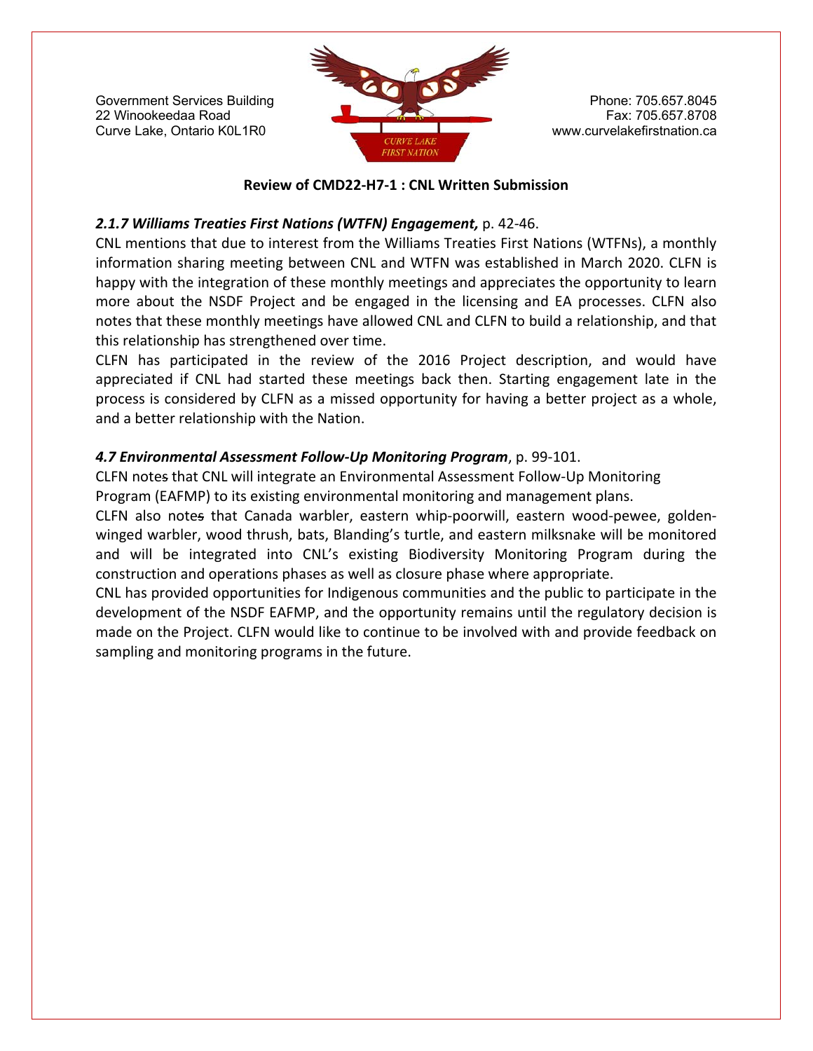Government Services Building
22 Winookeedaa Road
Curve Lake, Ontario K0L1R0

Phone: 705.657.8045
Fax: 705.657.8708
www.curvelakefirstnation.ca

**Review of CMD22-H7-1 : CNL Written Submission**

***2.1.7 Williams Treaties First Nations (WTFN) Engagement,*** p. 42-46.

CNL mentions that due to interest from the Williams Treaties First Nations (WTFNs), a monthly information sharing meeting between CNL and WTFN was established in March 2020. CLFN is happy with the integration of these monthly meetings and appreciates the opportunity to learn more about the NSDF Project and be engaged in the licensing and EA processes. CLFN also notes that these monthly meetings have allowed CNL and CLFN to build a relationship, and that this relationship has strengthened over time.

CLFN has participated in the review of the 2016 Project description, and would have appreciated if CNL had started these meetings back then. Starting engagement late in the process is considered by CLFN as a missed opportunity for having a better project as a whole, and a better relationship with the Nation.

***4.7 Environmental Assessment Follow-Up Monitoring Program***, p. 99-101.

CLFN notes that CNL will integrate an Environmental Assessment Follow-Up Monitoring Program (EAFMP) to its existing environmental monitoring and management plans.

CLFN also notes that Canada warbler, eastern whip-poorwill, eastern wood-pewee, golden-winged warbler, wood thrush, bats, Blanding's turtle, and eastern milksnake will be monitored and will be integrated into CNL's existing Biodiversity Monitoring Program during the construction and operations phases as well as closure phase where appropriate.

CNL has provided opportunities for Indigenous communities and the public to participate in the development of the NSDF EAFMP, and the opportunity remains until the regulatory decision is made on the Project. CLFN would like to continue to be involved with and provide feedback on sampling and monitoring programs in the future.